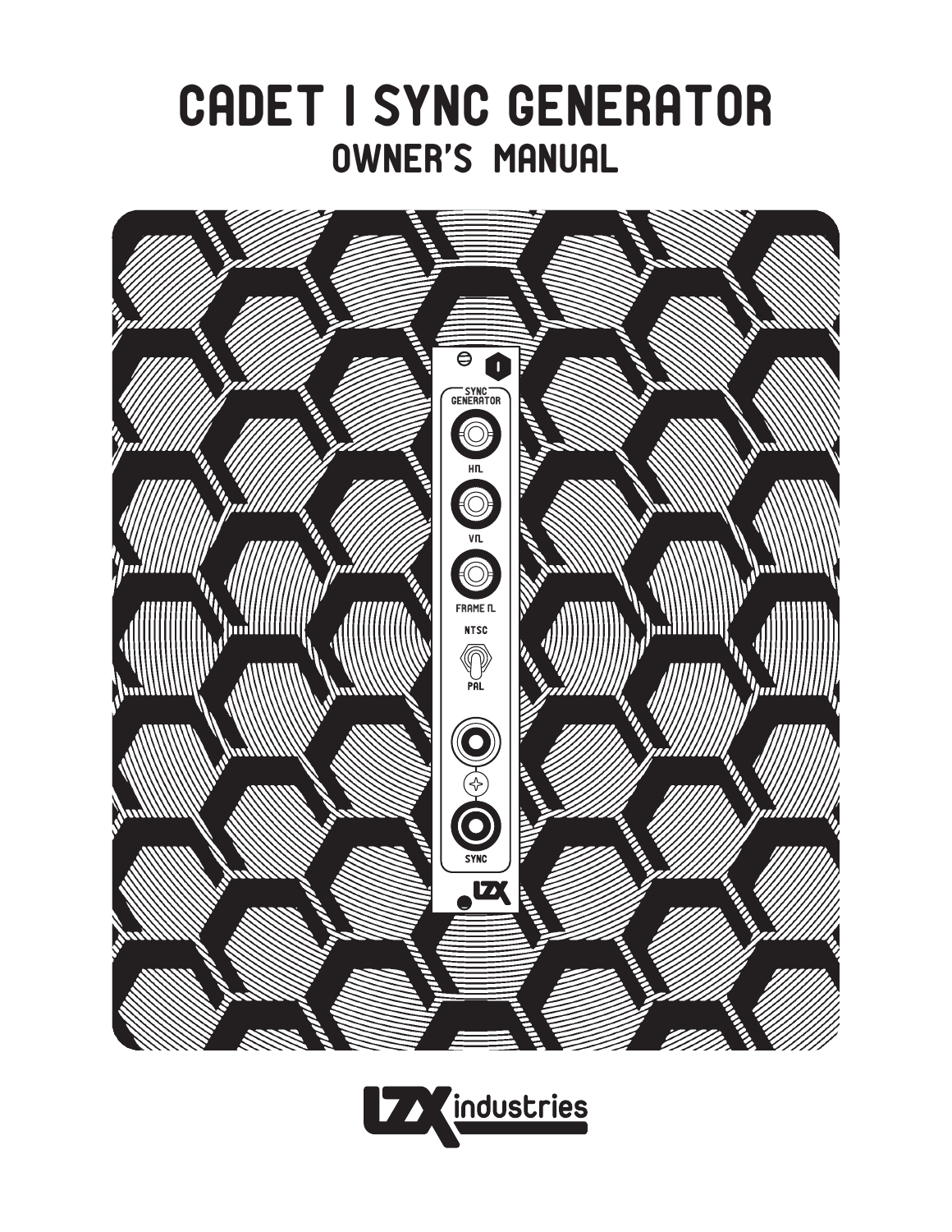# CADET I SYNC GENERATOR

## OWNER'S MANUAL

LZX industries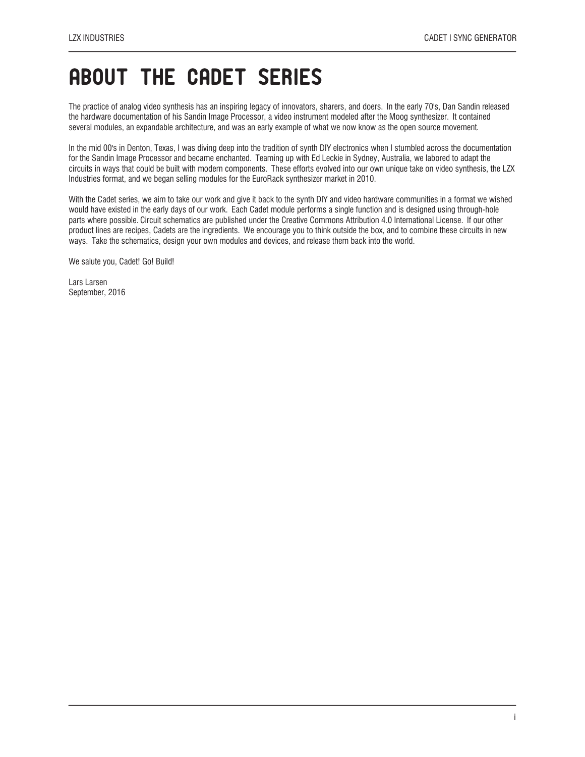# ABOUT THE CADET SERIES

The practice of analog video synthesis has an inspiring legacy of innovators, sharers, and doers. In the early 70's, Dan Sandin released the hardware documentation of his Sandin Image Processor, a video instrument modeled after the Moog synthesizer. It contained several modules, an expandable architecture, and was an early example of what we now know as the open source movement.

In the mid 00's in Denton, Texas, I was diving deep into the tradition of synth DIY electronics when I stumbled across the documentation for the Sandin Image Processor and became enchanted. Teaming up with Ed Leckie in Sydney, Australia, we labored to adapt the circuits in ways that could be built with modern components. These efforts evolved into our own unique take on video synthesis, the LZX Industries format, and we began selling modules for the EuroRack synthesizer market in 2010.

With the Cadet series, we aim to take our work and give it back to the synth DIY and video hardware communities in a format we wished would have existed in the early days of our work. Each Cadet module performs a single function and is designed using through-hole parts where possible. Circuit schematics are published under the Creative Commons Attribution 4.0 International License. If our other product lines are recipes, Cadets are the ingredients. We encourage you to think outside the box, and to combine these circuits in new ways. Take the schematics, design your own modules and devices, and release them back into the world.

We salute you, Cadet! Go! Build!

Lars Larsen
September, 2016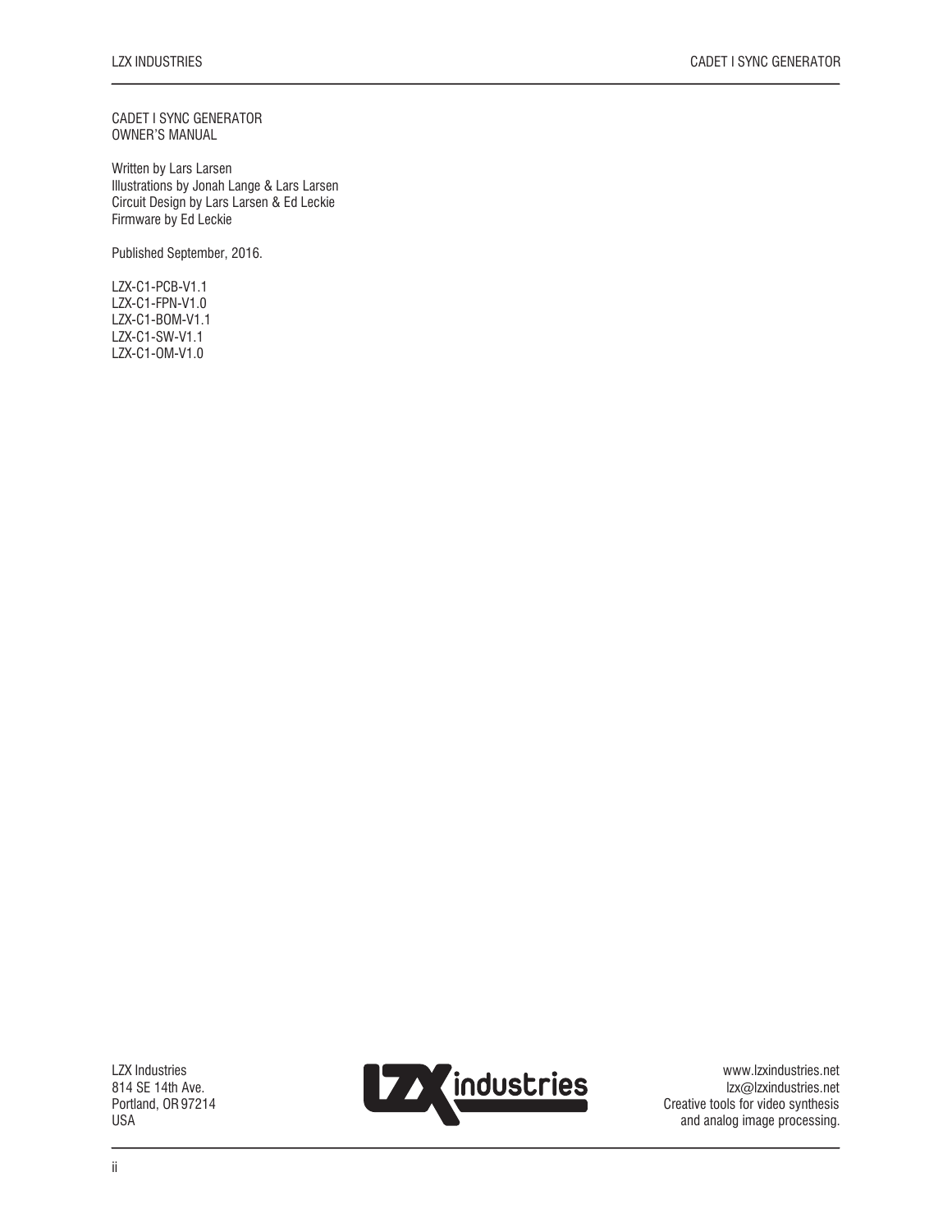CADET I SYNC GENERATOR
OWNER'S MANUAL

Written by Lars Larsen
Illustrations by Jonah Lange & Lars Larsen
Circuit Design by Lars Larsen & Ed Leckie
Firmware by Ed Leckie

Published September, 2016.

LZX-C1-PCB-V1.1
LZX-C1-FPN-V1.0
LZX-C1-BOM-V1.1
LZX-C1-SW-V1.1
LZX-C1-OM-V1.0

LZX Industries
814 SE 14th Ave.
Portland, OR 97214
USA

www.lzxindustries.net
lzx@lzxindustries.net
Creative tools for video synthesis
and analog image processing.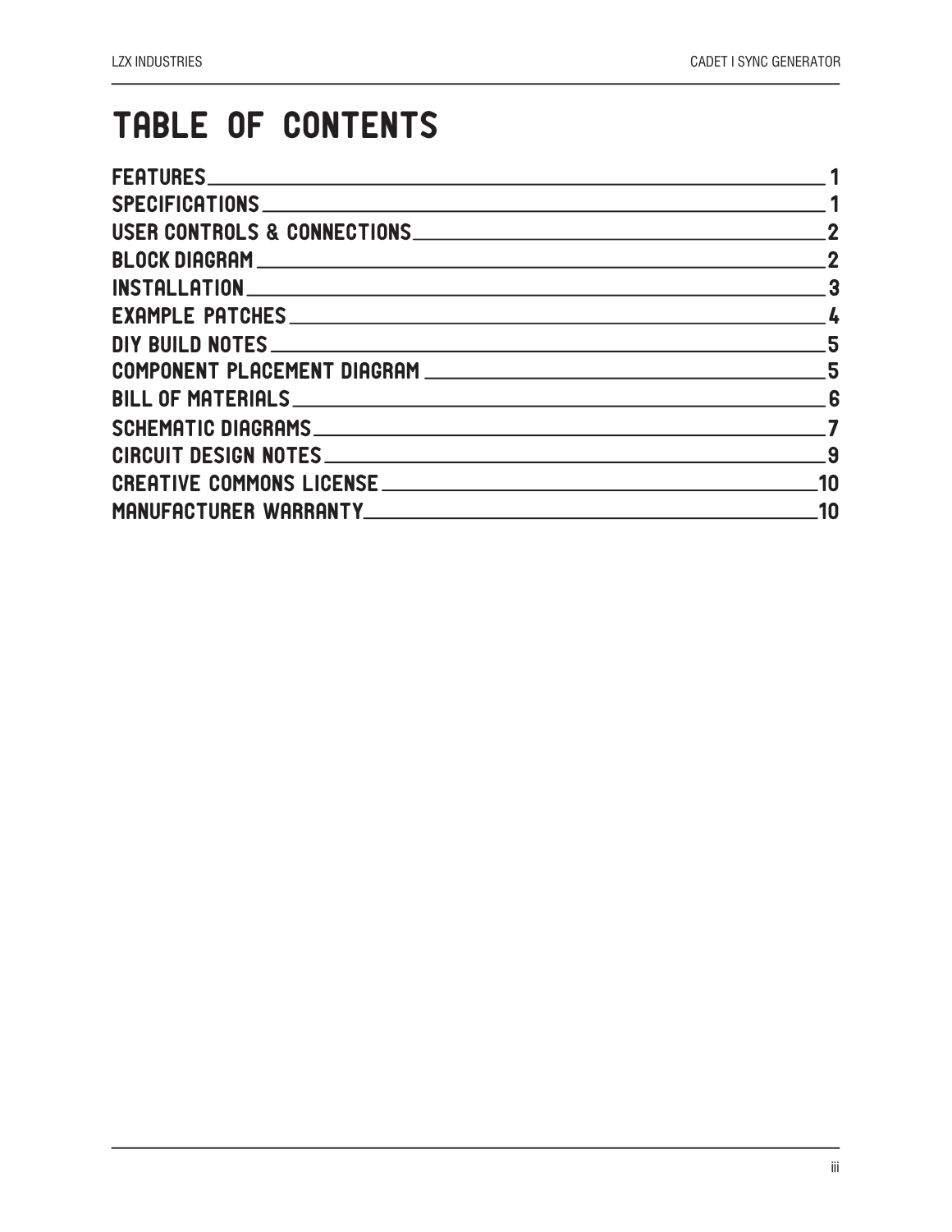# TABLE OF CONTENTS

| Section | Page |
|---|---|
| FEATURES | 1 |
| SPECIFICATIONS | 1 |
| USER CONTROLS & CONNECTIONS | 2 |
| BLOCK DIAGRAM | 2 |
| INSTALLATION | 3 |
| EXAMPLE PATCHES | 4 |
| DIY BUILD NOTES | 5 |
| COMPONENT PLACEMENT DIAGRAM | 5 |
| BILL OF MATERIALS | 6 |
| SCHEMATIC DIAGRAMS | 7 |
| CIRCUIT DESIGN NOTES | 9 |
| CREATIVE COMMONS LICENSE | 10 |
| MANUFACTURER WARRANTY | 10 |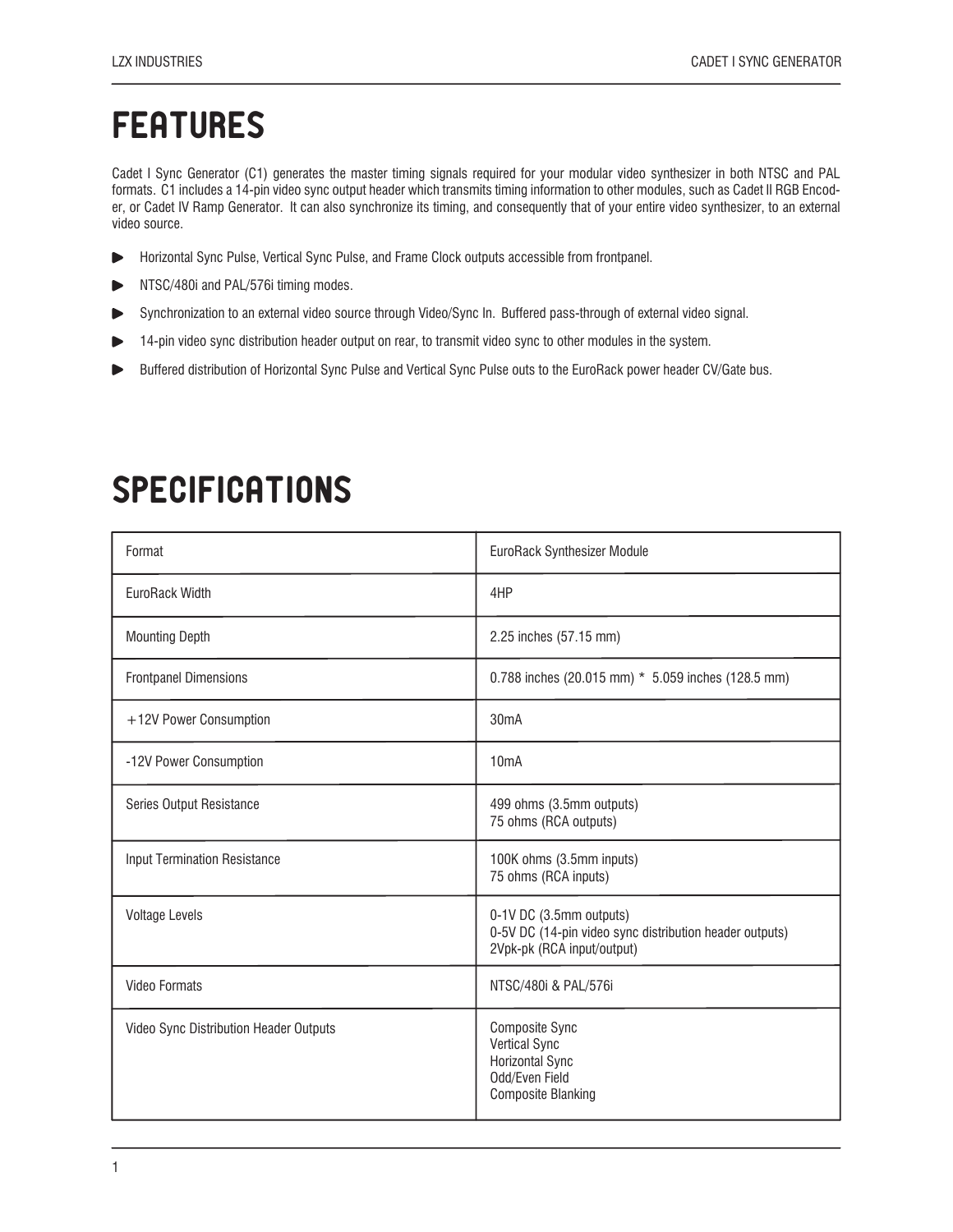# FEATURES

Cadet I Sync Generator (C1) generates the master timing signals required for your modular video synthesizer in both NTSC and PAL formats. C1 includes a 14-pin video sync output header which transmits timing information to other modules, such as Cadet II RGB Encoder, or Cadet IV Ramp Generator. It can also synchronize its timing, and consequently that of your entire video synthesizer, to an external video source.

- Horizontal Sync Pulse, Vertical Sync Pulse, and Frame Clock outputs accessible from frontpanel.
- NTSC/480i and PAL/576i timing modes.
- Synchronization to an external video source through Video/Sync In. Buffered pass-through of external video signal.
- 14-pin video sync distribution header output on rear, to transmit video sync to other modules in the system.
- Buffered distribution of Horizontal Sync Pulse and Vertical Sync Pulse outs to the EuroRack power header CV/Gate bus.

# SPECIFICATIONS

| | |
|---|---|
| Format | EuroRack Synthesizer Module |
| EuroRack Width | 4HP |
| Mounting Depth | 2.25 inches (57.15 mm) |
| Frontpanel Dimensions | 0.788 inches (20.015 mm) * 5.059 inches (128.5 mm) |
| +12V Power Consumption | 30mA |
| -12V Power Consumption | 10mA |
| Series Output Resistance | 499 ohms (3.5mm outputs)<br>75 ohms (RCA outputs) |
| Input Termination Resistance | 100K ohms (3.5mm inputs)<br>75 ohms (RCA inputs) |
| Voltage Levels | 0-1V DC (3.5mm outputs)<br>0-5V DC (14-pin video sync distribution header outputs)<br>2Vpk-pk (RCA input/output) |
| Video Formats | NTSC/480i & PAL/576i |
| Video Sync Distribution Header Outputs | Composite Sync<br>Vertical Sync<br>Horizontal Sync<br>Odd/Even Field<br>Composite Blanking |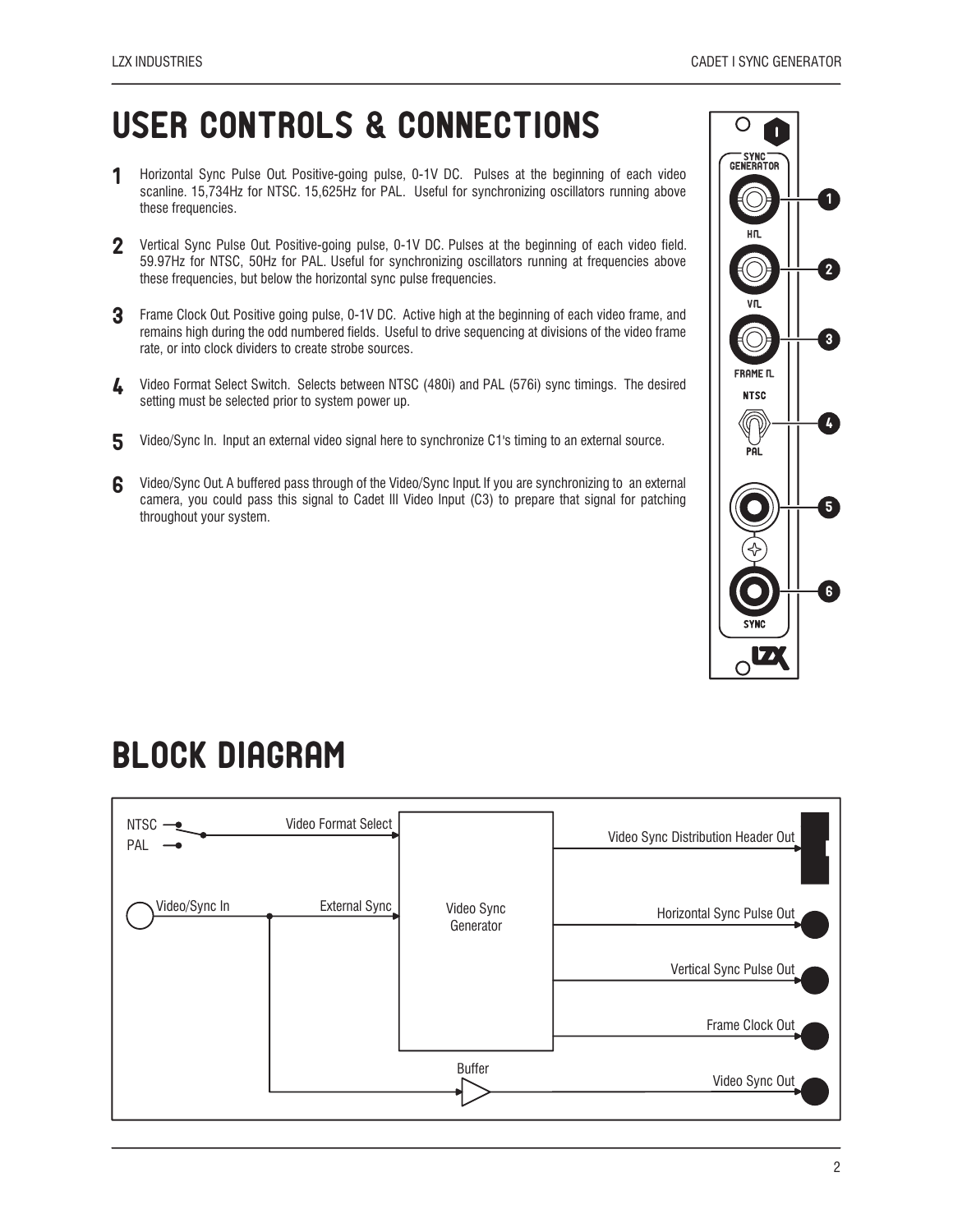# USER CONTROLS & CONNECTIONS

**1** Horizontal Sync Pulse Out. Positive-going pulse, 0-1V DC. Pulses at the beginning of each video scanline. 15,734Hz for NTSC. 15,625Hz for PAL. Useful for synchronizing oscillators running above these frequencies.

**2** Vertical Sync Pulse Out. Positive-going pulse, 0-1V DC. Pulses at the beginning of each video field. 59.97Hz for NTSC, 50Hz for PAL. Useful for synchronizing oscillators running at frequencies above these frequencies, but below the horizontal sync pulse frequencies.

**3** Frame Clock Out. Positive going pulse, 0-1V DC. Active high at the beginning of each video frame, and remains high during the odd numbered fields. Useful to drive sequencing at divisions of the video frame rate, or into clock dividers to create strobe sources.

**4** Video Format Select Switch. Selects between NTSC (480i) and PAL (576i) sync timings. The desired setting must be selected prior to system power up.

**5** Video/Sync In. Input an external video signal here to synchronize C1's timing to an external source.

**6** Video/Sync Out. A buffered pass through of the Video/Sync Input. If you are synchronizing to an external camera, you could pass this signal to Cadet III Video Input (C3) to prepare that signal for patching throughout your system.

SYNC GENERATOR

H⎍ (1)

V⎍ (2)

FRAME ⎍ (3)

NTSC / PAL (4)

(5)

(6)

SYNC

# BLOCK DIAGRAM

NTSC

PAL

Video Format Select

Video/Sync In

External Sync

Video Sync Generator

Buffer

Video Sync Distribution Header Out

Horizontal Sync Pulse Out

Vertical Sync Pulse Out

Frame Clock Out

Video Sync Out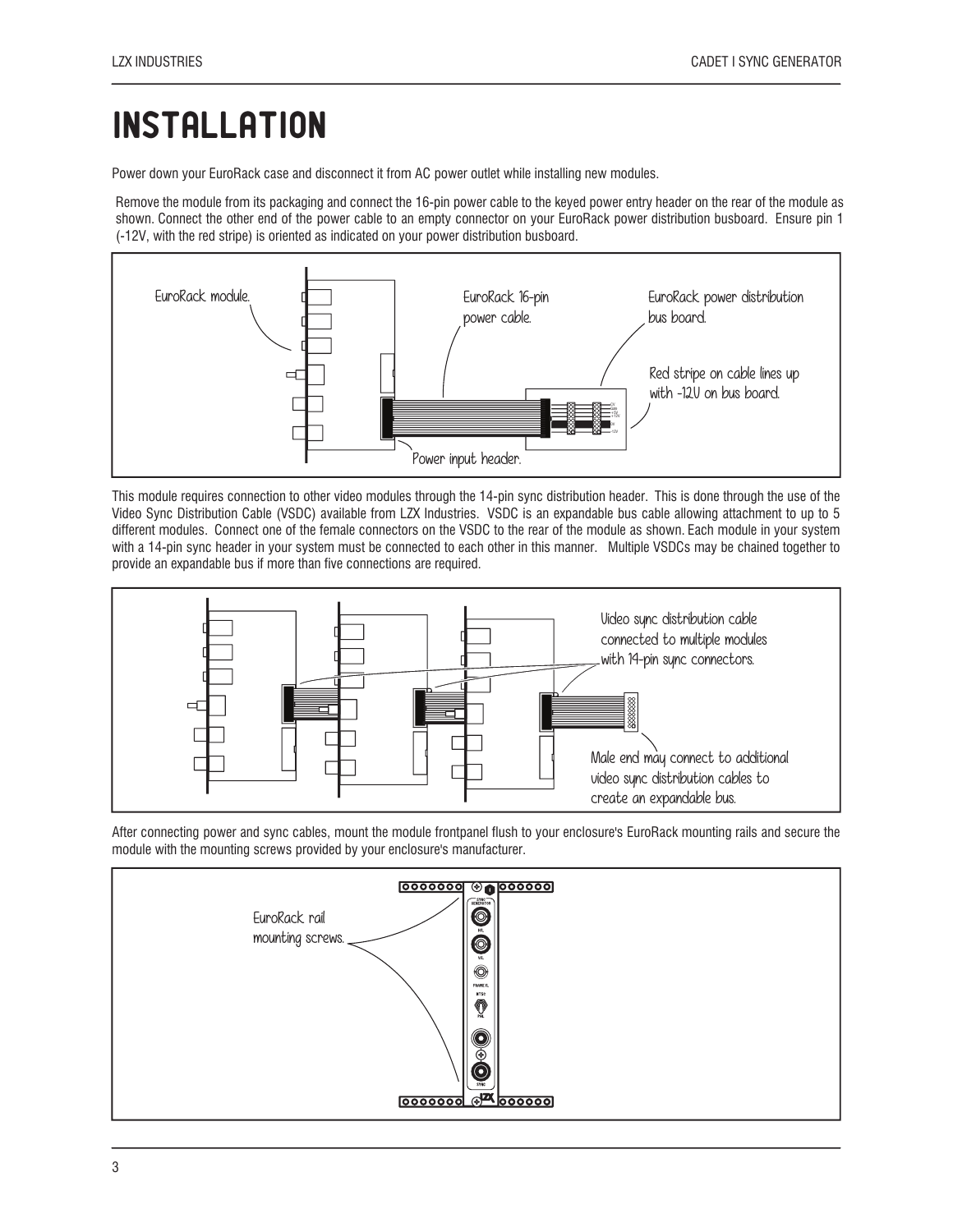# INSTALLATION

Power down your EuroRack case and disconnect it from AC power outlet while installing new modules.

Remove the module from its packaging and connect the 16-pin power cable to the keyed power entry header on the rear of the module as shown. Connect the other end of the power cable to an empty connector on your EuroRack power distribution busboard. Ensure pin 1 (-12V, with the red stripe) is oriented as indicated on your power distribution busboard.

EuroRack module.

EuroRack 16-pin power cable.

EuroRack power distribution bus board.

Red stripe on cable lines up with -12V on bus board.

Power input header.

This module requires connection to other video modules through the 14-pin sync distribution header. This is done through the use of the Video Sync Distribution Cable (VSDC) available from LZX Industries. VSDC is an expandable bus cable allowing attachment to up to 5 different modules. Connect one of the female connectors on the VSDC to the rear of the module as shown. Each module in your system with a 14-pin sync header in your system must be connected to each other in this manner. Multiple VSDCs may be chained together to provide an expandable bus if more than five connections are required.

Video sync distribution cable connected to multiple modules with 14-pin sync connectors.

Male end may connect to additional video sync distribution cables to create an expandable bus.

After connecting power and sync cables, mount the module frontpanel flush to your enclosure's EuroRack mounting rails and secure the module with the mounting screws provided by your enclosure's manufacturer.

EuroRack rail mounting screws.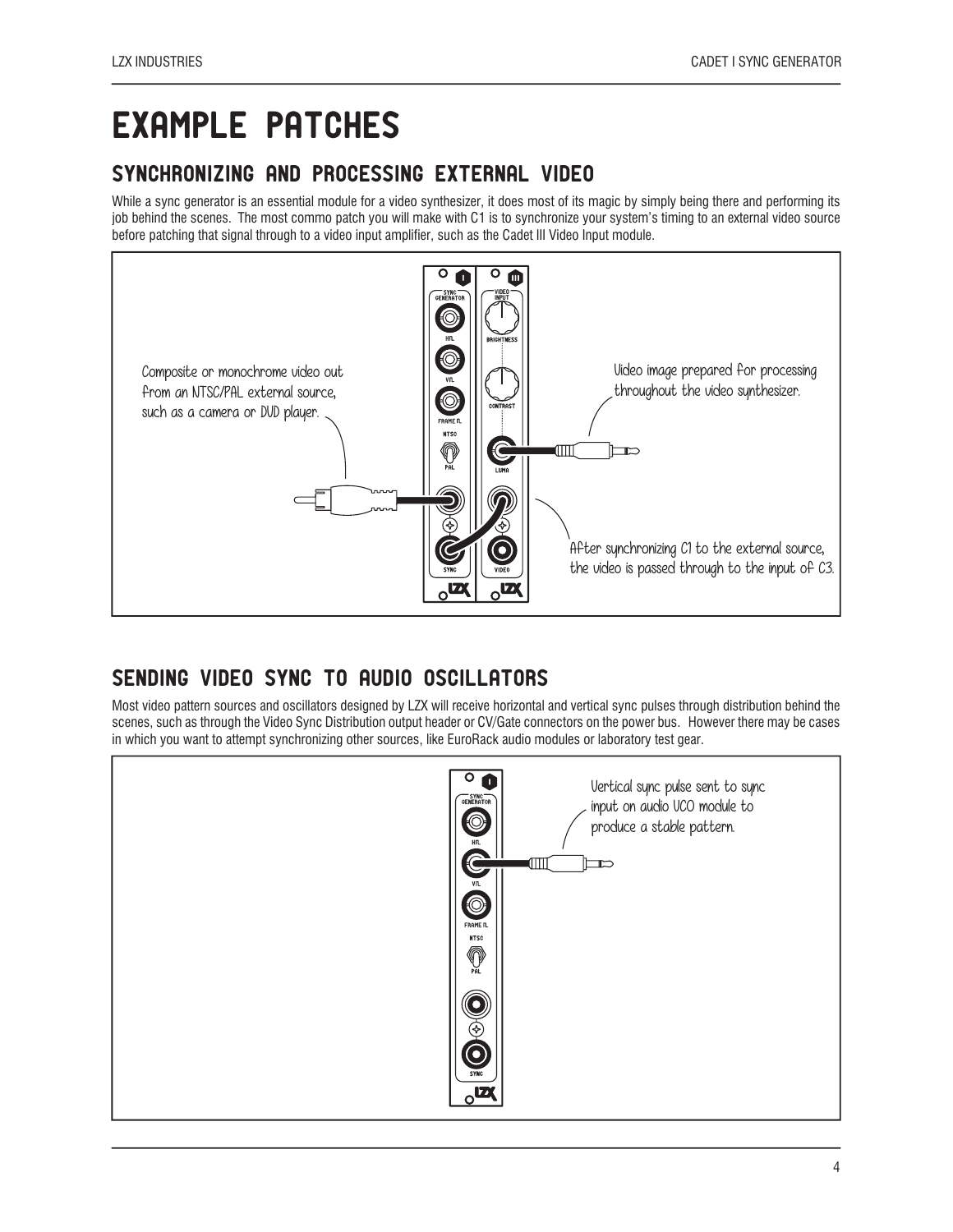# EXAMPLE PATCHES

## SYNCHRONIZING AND PROCESSING EXTERNAL VIDEO

While a sync generator is an essential module for a video synthesizer, it does most of its magic by simply being there and performing its job behind the scenes. The most commo patch you will make with C1 is to synchronize your system's timing to an external video source before patching that signal through to a video input amplifier, such as the Cadet III Video Input module.

Composite or monochrome video out from an NTSC/PAL external source, such as a camera or DVD player.

Video image prepared for processing throughout the video synthesizer.

After synchronizing C1 to the external source, the video is passed through to the input of C3.

## SENDING VIDEO SYNC TO AUDIO OSCILLATORS

Most video pattern sources and oscillators designed by LZX will receive horizontal and vertical sync pulses through distribution behind the scenes, such as through the Video Sync Distribution output header or CV/Gate connectors on the power bus. However there may be cases in which you want to attempt synchronizing other sources, like EuroRack audio modules or laboratory test gear.

Vertical sync pulse sent to sync input on audio VCO module to produce a stable pattern.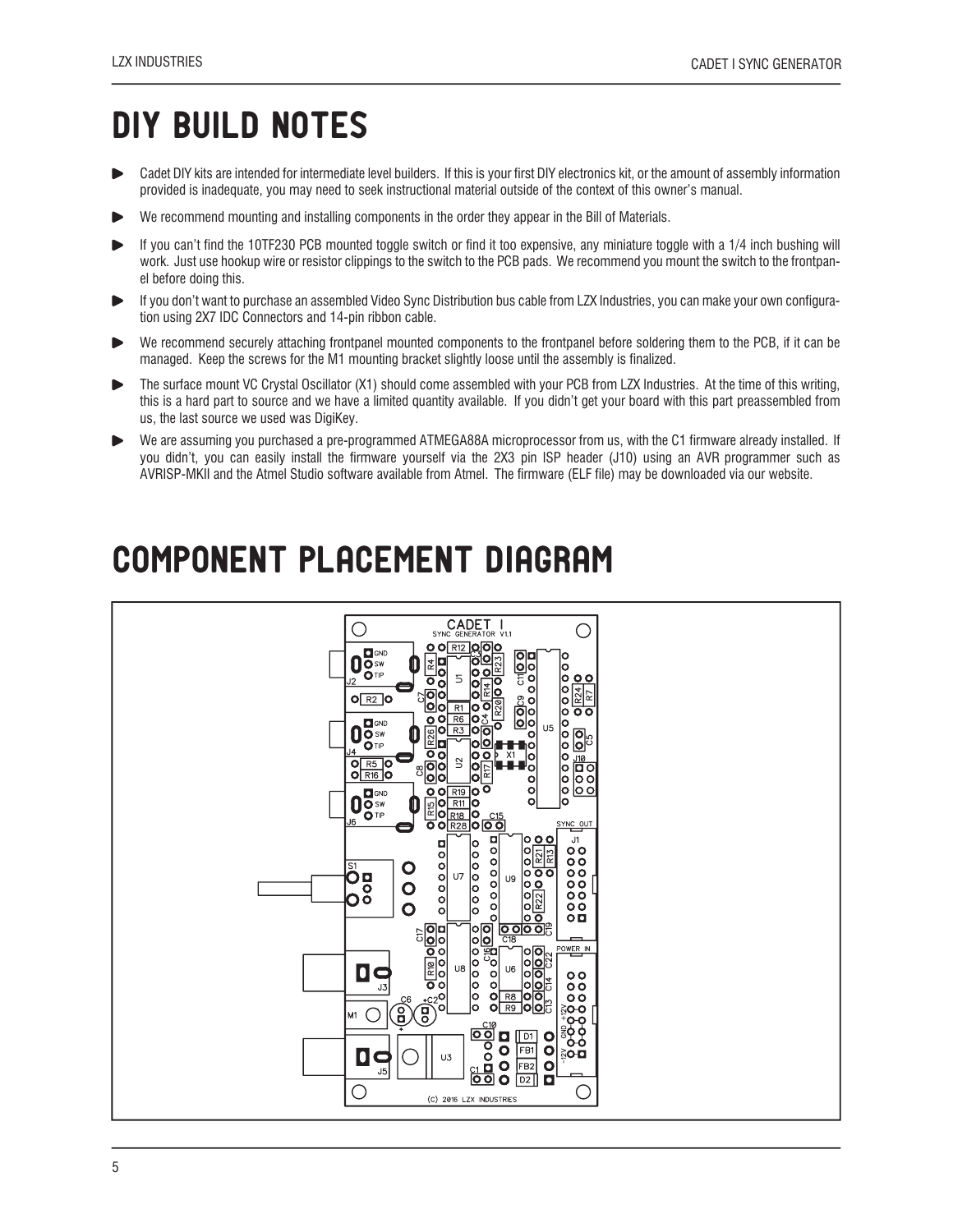# DIY BUILD NOTES

- Cadet DIY kits are intended for intermediate level builders. If this is your first DIY electronics kit, or the amount of assembly information provided is inadequate, you may need to seek instructional material outside of the context of this owner's manual.
- We recommend mounting and installing components in the order they appear in the Bill of Materials.
- If you can't find the 10TF230 PCB mounted toggle switch or find it too expensive, any miniature toggle with a 1/4 inch bushing will work. Just use hookup wire or resistor clippings to the switch to the PCB pads. We recommend you mount the switch to the frontpanel before doing this.
- If you don't want to purchase an assembled Video Sync Distribution bus cable from LZX Industries, you can make your own configuration using 2X7 IDC Connectors and 14-pin ribbon cable.
- We recommend securely attaching frontpanel mounted components to the frontpanel before soldering them to the PCB, if it can be managed. Keep the screws for the M1 mounting bracket slightly loose until the assembly is finalized.
- The surface mount VC Crystal Oscillator (X1) should come assembled with your PCB from LZX Industries. At the time of this writing, this is a hard part to source and we have a limited quantity available. If you didn't get your board with this part preassembled from us, the last source we used was DigiKey.
- We are assuming you purchased a pre-programmed ATMEGA88A microprocessor from us, with the C1 firmware already installed. If you didn't, you can easily install the firmware yourself via the 2X3 pin ISP header (J10) using an AVR programmer such as AVRISP-MKII and the Atmel Studio software available from Atmel. The firmware (ELF file) may be downloaded via our website.

# COMPONENT PLACEMENT DIAGRAM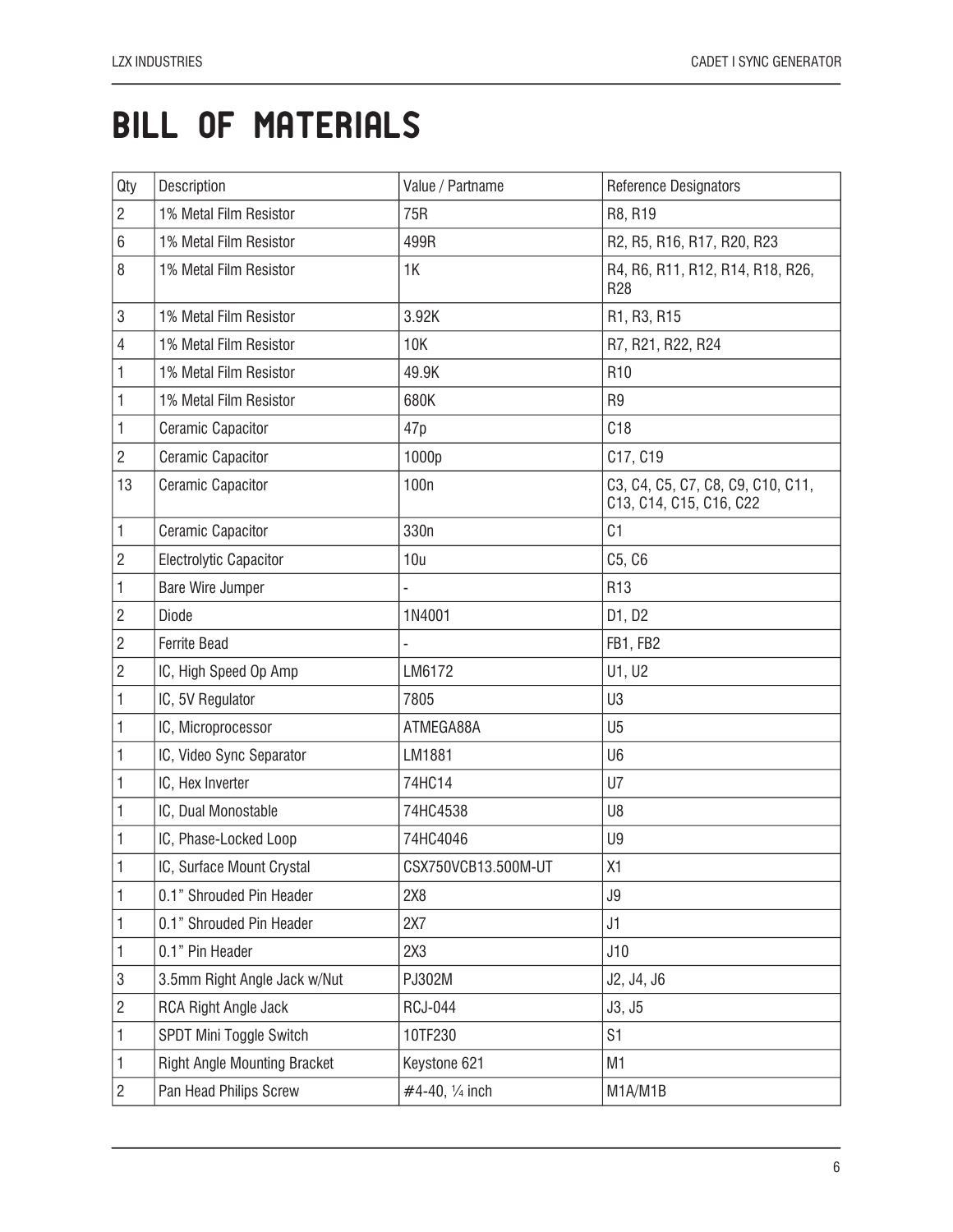# BILL OF MATERIALS

| Qty | Description | Value / Partname | Reference Designators |
|---|---|---|---|
| 2 | 1% Metal Film Resistor | 75R | R8, R19 |
| 6 | 1% Metal Film Resistor | 499R | R2, R5, R16, R17, R20, R23 |
| 8 | 1% Metal Film Resistor | 1K | R4, R6, R11, R12, R14, R18, R26, R28 |
| 3 | 1% Metal Film Resistor | 3.92K | R1, R3, R15 |
| 4 | 1% Metal Film Resistor | 10K | R7, R21, R22, R24 |
| 1 | 1% Metal Film Resistor | 49.9K | R10 |
| 1 | 1% Metal Film Resistor | 680K | R9 |
| 1 | Ceramic Capacitor | 47p | C18 |
| 2 | Ceramic Capacitor | 1000p | C17, C19 |
| 13 | Ceramic Capacitor | 100n | C3, C4, C5, C7, C8, C9, C10, C11, C13, C14, C15, C16, C22 |
| 1 | Ceramic Capacitor | 330n | C1 |
| 2 | Electrolytic Capacitor | 10u | C5, C6 |
| 1 | Bare Wire Jumper | - | R13 |
| 2 | Diode | 1N4001 | D1, D2 |
| 2 | Ferrite Bead | - | FB1, FB2 |
| 2 | IC, High Speed Op Amp | LM6172 | U1, U2 |
| 1 | IC, 5V Regulator | 7805 | U3 |
| 1 | IC, Microprocessor | ATMEGA88A | U5 |
| 1 | IC, Video Sync Separator | LM1881 | U6 |
| 1 | IC, Hex Inverter | 74HC14 | U7 |
| 1 | IC, Dual Monostable | 74HC4538 | U8 |
| 1 | IC, Phase-Locked Loop | 74HC4046 | U9 |
| 1 | IC, Surface Mount Crystal | CSX750VCB13.500M-UT | X1 |
| 1 | 0.1" Shrouded Pin Header | 2X8 | J9 |
| 1 | 0.1" Shrouded Pin Header | 2X7 | J1 |
| 1 | 0.1" Pin Header | 2X3 | J10 |
| 3 | 3.5mm Right Angle Jack w/Nut | PJ302M | J2, J4, J6 |
| 2 | RCA Right Angle Jack | RCJ-044 | J3, J5 |
| 1 | SPDT Mini Toggle Switch | 10TF230 | S1 |
| 1 | Right Angle Mounting Bracket | Keystone 621 | M1 |
| 2 | Pan Head Philips Screw | #4-40, ¼ inch | M1A/M1B |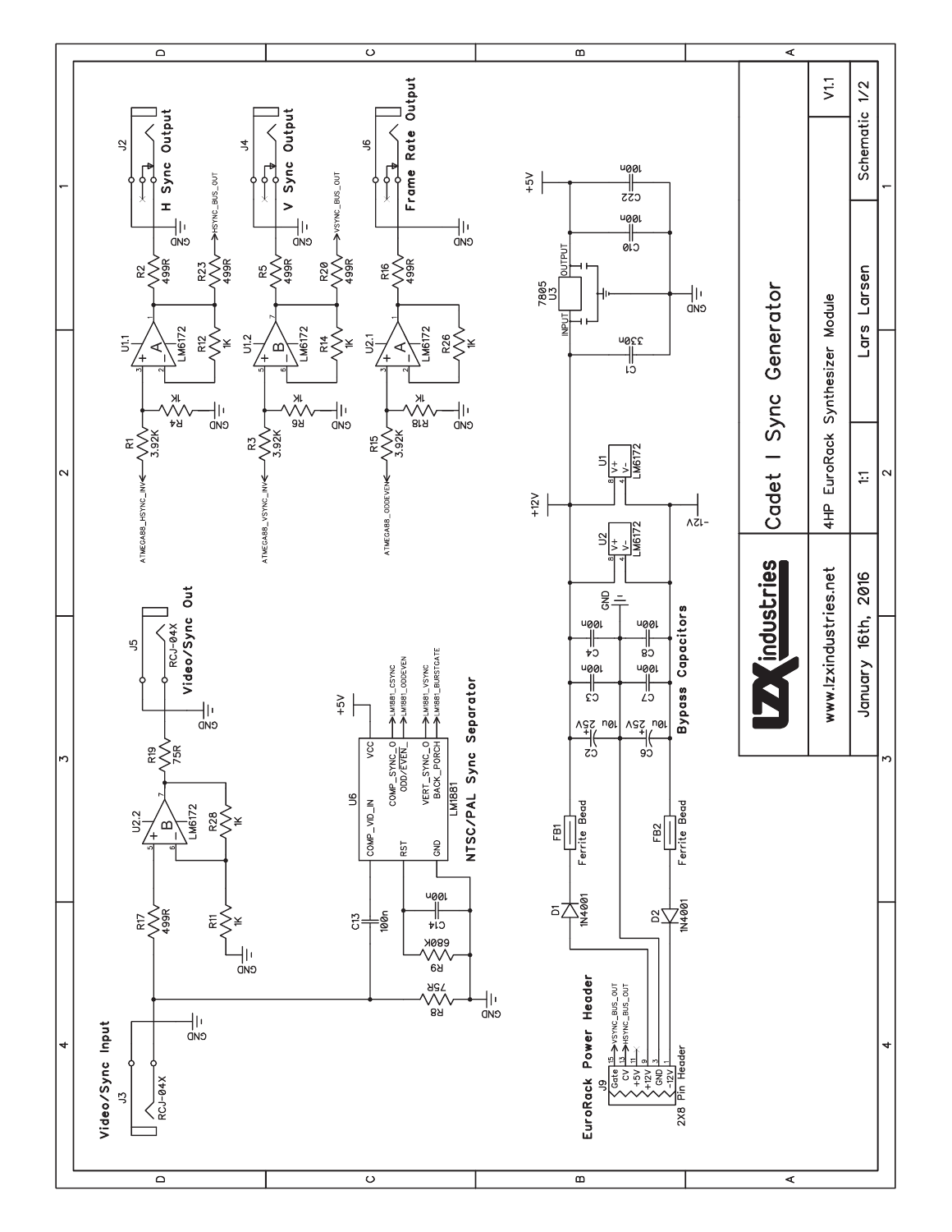# Cadet I Sync Generator

4HP EuroRack Synthesizer Module

| | |
|---|---|
| www.lzxindustries.net | Lars Larsen |
| January 16th, 2016 | 1:1 |
| V1.1 | Schematic 1/2 |

**H Sync Output** (J2) — R1 3.92K, R4 1K, U1.1 A LM6172, R12 1K, R2 499R, R23 499R, ATMEGA88_HSYNC_INV, HSYNC_BUS_OUT, GND

**V Sync Output** (J4) — R3 3.92K, R6 1K, U1.2 B LM6172, R14 1K, R5 499R, R20 499R, ATMEGA88_VSYNC_INV, VSYNC_BUS_OUT, GND

**Frame Rate Output** (J6) — R15 3.92K, R18 1K, U2.1 A LM6172, R26 1K, R16 499R, ATMEGA88_ODDEVEN, GND

**Video/Sync Input** (J3, RCJ-04X) — R17 499R, R11 1K, R28 1K, U2.2 B LM6172, R19 75R, R8 75R, GND

**Video/Sync Out** (J5, RCJ-04X)

**NTSC/PAL Sync Separator** — U6 LM1881: COMP_VID_IN, RST, GND, VCC, COMP_SYNC_O, ODD/EVEN_, VERT_SYNC_O, BACK_PORCH; outputs LM1881_CSYNC, LM1881_ODDEVEN, LM1881_VSYNC, LM1881_BURSTGATE; C13 100n, C14 100n, R9 680K, +5V

**EuroRack Power Header** — J9 2X8 Pin Header: Gate (15), CV (13), +5V (11), +12V (9), GND (3), -12V (1); VSYNC_BUS_OUT, HSYNC_BUS_OUT

D1 1N4001, D2 1N4001, FB1 Ferrite Bead, FB2 Ferrite Bead

**Bypass Capacitors** — C2 10u 25V, C6 10u 25V, C3 100n, C4 100n, C7 100n, C8 100n; U1 LM6172, U2 LM6172 (V+ pin 8, V- pin 4); +12V, -12V, GND

U3 7805 (INPUT, OUTPUT), C1 330n, C10 100n, C22 100n, +5V, GND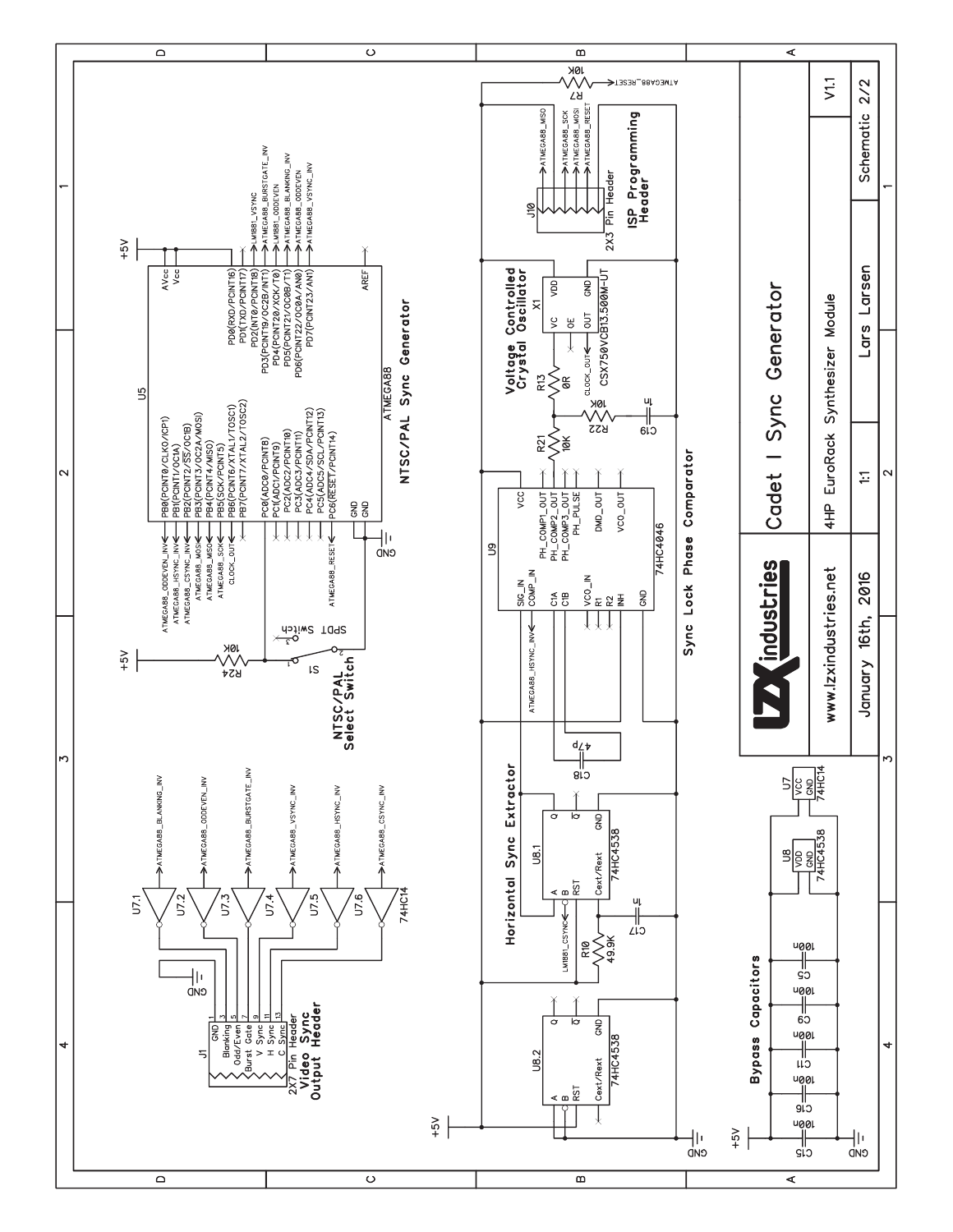# Cadet I Sync Generator

4HP EuroRack Synthesizer Module

www.lzxindustries.net

January 16th, 2016

| | |
|---|---|
| Scale | 1:1 |
| Author | Lars Larsen |
| Version | V1.1 |
| Sheet | Schematic 2/2 |

## NTSC/PAL Sync Generator

U5 — ATMEGA88

- PB0(PCINT0/CLKO/ICP1) — ATMEGA88_ODDEVEN_INV
- PB1(PCINT1/OC1A) — ATMEGA88_HSYNC_INV
- PB2(PCINT2/SS/OC1B) — ATMEGA88_CSYNC_INV
- PB3(PCINT3/OC2A/MOSI) — ATMEGA88_MOSI
- PB4(PCINT4/MISO) — ATMEGA88_MISO
- PB5(SCK/PCINT5) — ATMEGA88_SCK
- PB6(PCINT6/XTAL1/TOSC1) — CLOCK_OUT
- PB7(PCINT7/XTAL2/TOSC2)
- PC0(ADC0/PCINT8)
- PC1(ADC1/PCINT9)
- PC2(ADC2/PCINT10)
- PC3(ADC3/PCINT11)
- PC4(ADC4/SDA/PCINT12)
- PC5(ADC5/SCL/PCINT13)
- PC6(RESET/PCINT14) — ATMEGA88_RESET
- PD0(RXD/PCINT16) — LM1881_VSYNC
- PD1(TXD/PCINT17) — ATMEGA88_BURSTGATE_INV
- PD2(INT0/PCINT18) — LM1881_ODDEVEN
- PD3(PCINT19/OC2B/INT1) — ATMEGA88_BLANKING_INV
- PD4(PCINT20/XCK/T0) — ATMEGA88_ODDEVEN
- PD5(PCINT21/OC0B/T1) — ATMEGA88_VSYNC_INV
- PD6(PCINT22/OC0A/AIN0)
- PD7(PCINT23/AIN1)
- AVcc, Vcc — +5V
- AREF
- GND, GND — GND

## NTSC/PAL Select Switch

S1 — SPDT Switch; R24 10K to +5V

## Video Sync Output Header

J1 — 2X7 Pin Header

| Pin | Signal | Source |
|---|---|---|
| 1 | GND | GND |
| 3 | Blanking | U7.1 — ATMEGA88_BLANKING_INV |
| 5 | Odd/Even | U7.2 — ATMEGA88_ODDEVEN_INV |
| 7 | Burst Gate | U7.3 — ATMEGA88_BURSTGATE_INV |
| 9 | V Sync | U7.4 — ATMEGA88_VSYNC_INV |
| 11 | H Sync | U7.5 — ATMEGA88_HSYNC_INV |
| 13 | C Sync | U7.6 — ATMEGA88_CSYNC_INV |

U7 — 74HC14

## Voltage Controlled Crystal Oscillator

X1 — CSX750VCB13.500M-UT (VC, OE, OUT, VDD, GND); CLOCK_OUT; R13 0R; R22 10K; C19 1u

## ISP Programming Header

J10 — 2X3 Pin Header: ATMEGA88_MISO, ATMEGA88_SCK, ATMEGA88_MOSI, ATMEGA88_RESET; R7 10K

## Sync Lock Phase Comparator

U9 — 74HC4046: SIG_IN (ATMEGA88_HSYNC_INV), COMP_IN, C1A, C1B, VCO_IN, R1, R2, INH, GND, VCC, PH_COMP1_OUT, PH_COMP2_OUT, PH_COMP3_OUT, PH_PULSE, DMD_OUT, VCO_OUT; R21 10K; C18 47p

## Horizontal Sync Extractor

U8.1 — 74HC4538 (A, B, RST, Cext/Rext, Q, Q̄, GND); LM1881_CSYNC; R10 49.9K; C17 1n

U8.2 — 74HC4538

## Bypass Capacitors

C15 100n, C16 100n, C11 100n, C9 100n, C5 100n; U8 74HC4538 (VDD, GND); U7 74HC14 (VCC, GND)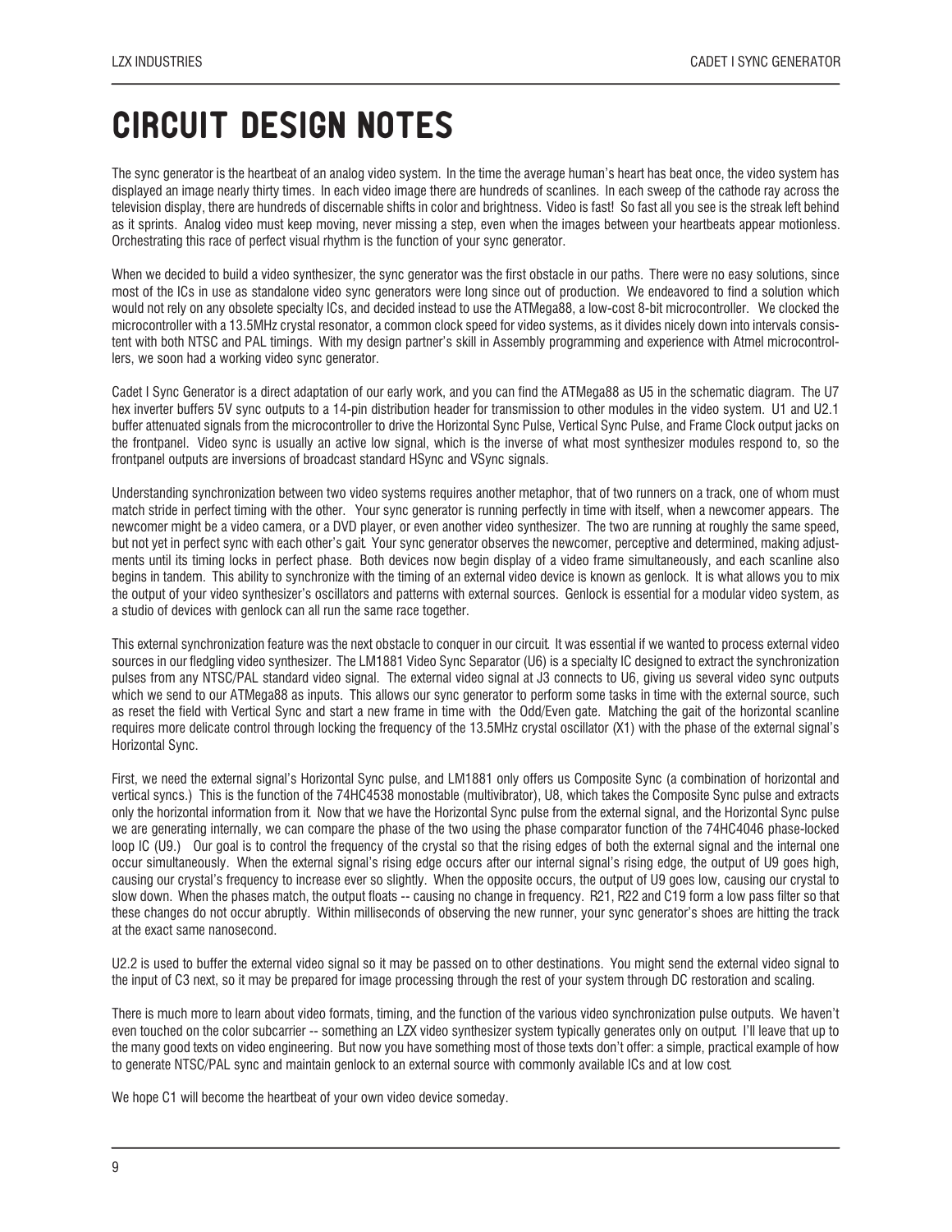# CIRCUIT DESIGN NOTES

The sync generator is the heartbeat of an analog video system. In the time the average human's heart has beat once, the video system has displayed an image nearly thirty times. In each video image there are hundreds of scanlines. In each sweep of the cathode ray across the television display, there are hundreds of discernable shifts in color and brightness. Video is fast! So fast all you see is the streak left behind as it sprints. Analog video must keep moving, never missing a step, even when the images between your heartbeats appear motionless. Orchestrating this race of perfect visual rhythm is the function of your sync generator.

When we decided to build a video synthesizer, the sync generator was the first obstacle in our paths. There were no easy solutions, since most of the ICs in use as standalone video sync generators were long since out of production. We endeavored to find a solution which would not rely on any obsolete specialty ICs, and decided instead to use the ATMega88, a low-cost 8-bit microcontroller. We clocked the microcontroller with a 13.5MHz crystal resonator, a common clock speed for video systems, as it divides nicely down into intervals consistent with both NTSC and PAL timings. With my design partner's skill in Assembly programming and experience with Atmel microcontrollers, we soon had a working video sync generator.

Cadet I Sync Generator is a direct adaptation of our early work, and you can find the ATMega88 as U5 in the schematic diagram. The U7 hex inverter buffers 5V sync outputs to a 14-pin distribution header for transmission to other modules in the video system. U1 and U2.1 buffer attenuated signals from the microcontroller to drive the Horizontal Sync Pulse, Vertical Sync Pulse, and Frame Clock output jacks on the frontpanel. Video sync is usually an active low signal, which is the inverse of what most synthesizer modules respond to, so the frontpanel outputs are inversions of broadcast standard HSync and VSync signals.

Understanding synchronization between two video systems requires another metaphor, that of two runners on a track, one of whom must match stride in perfect timing with the other. Your sync generator is running perfectly in time with itself, when a newcomer appears. The newcomer might be a video camera, or a DVD player, or even another video synthesizer. The two are running at roughly the same speed, but not yet in perfect sync with each other's gait. Your sync generator observes the newcomer, perceptive and determined, making adjustments until its timing locks in perfect phase. Both devices now begin display of a video frame simultaneously, and each scanline also begins in tandem. This ability to synchronize with the timing of an external video device is known as genlock. It is what allows you to mix the output of your video synthesizer's oscillators and patterns with external sources. Genlock is essential for a modular video system, as a studio of devices with genlock can all run the same race together.

This external synchronization feature was the next obstacle to conquer in our circuit. It was essential if we wanted to process external video sources in our fledgling video synthesizer. The LM1881 Video Sync Separator (U6) is a specialty IC designed to extract the synchronization pulses from any NTSC/PAL standard video signal. The external video signal at J3 connects to U6, giving us several video sync outputs which we send to our ATMega88 as inputs. This allows our sync generator to perform some tasks in time with the external source, such as reset the field with Vertical Sync and start a new frame in time with the Odd/Even gate. Matching the gait of the horizontal scanline requires more delicate control through locking the frequency of the 13.5MHz crystal oscillator (X1) with the phase of the external signal's Horizontal Sync.

First, we need the external signal's Horizontal Sync pulse, and LM1881 only offers us Composite Sync (a combination of horizontal and vertical syncs.) This is the function of the 74HC4538 monostable (multivibrator), U8, which takes the Composite Sync pulse and extracts only the horizontal information from it. Now that we have the Horizontal Sync pulse from the external signal, and the Horizontal Sync pulse we are generating internally, we can compare the phase of the two using the phase comparator function of the 74HC4046 phase-locked loop IC (U9.) Our goal is to control the frequency of the crystal so that the rising edges of both the external signal and the internal one occur simultaneously. When the external signal's rising edge occurs after our internal signal's rising edge, the output of U9 goes high, causing our crystal's frequency to increase ever so slightly. When the opposite occurs, the output of U9 goes low, causing our crystal to slow down. When the phases match, the output floats -- causing no change in frequency. R21, R22 and C19 form a low pass filter so that these changes do not occur abruptly. Within milliseconds of observing the new runner, your sync generator's shoes are hitting the track at the exact same nanosecond.

U2.2 is used to buffer the external video signal so it may be passed on to other destinations. You might send the external video signal to the input of C3 next, so it may be prepared for image processing through the rest of your system through DC restoration and scaling.

There is much more to learn about video formats, timing, and the function of the various video synchronization pulse outputs. We haven't even touched on the color subcarrier -- something an LZX video synthesizer system typically generates only on output. I'll leave that up to the many good texts on video engineering. But now you have something most of those texts don't offer: a simple, practical example of how to generate NTSC/PAL sync and maintain genlock to an external source with commonly available ICs and at low cost.

We hope C1 will become the heartbeat of your own video device someday.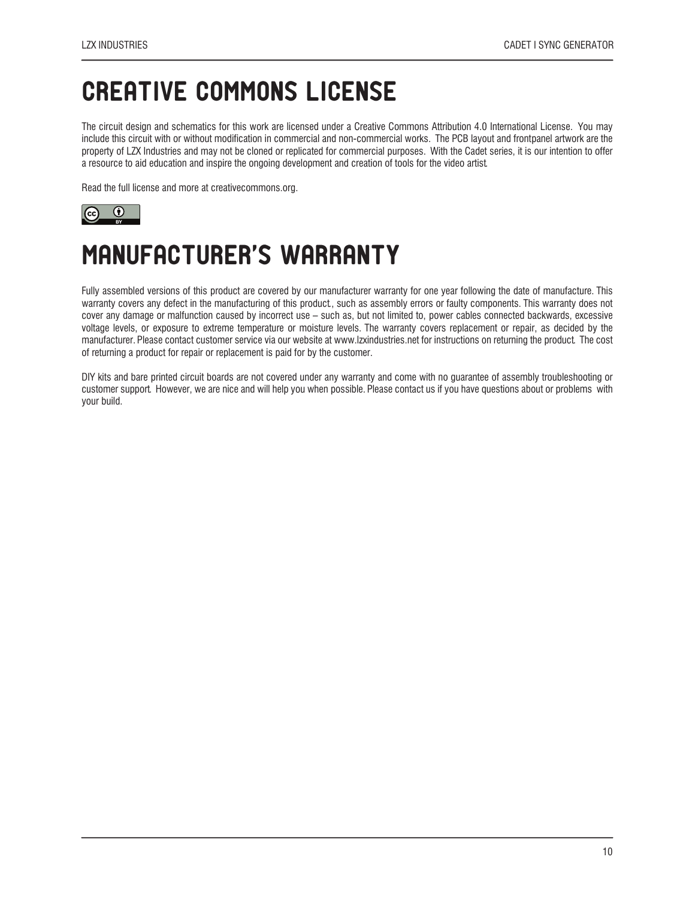# CREATIVE COMMONS LICENSE

The circuit design and schematics for this work are licensed under a Creative Commons Attribution 4.0 International License. You may include this circuit with or without modification in commercial and non-commercial works. The PCB layout and frontpanel artwork are the property of LZX Industries and may not be cloned or replicated for commercial purposes. With the Cadet series, it is our intention to offer a resource to aid education and inspire the ongoing development and creation of tools for the video artist.

Read the full license and more at creativecommons.org.

# MANUFACTURER'S WARRANTY

Fully assembled versions of this product are covered by our manufacturer warranty for one year following the date of manufacture. This warranty covers any defect in the manufacturing of this product., such as assembly errors or faulty components. This warranty does not cover any damage or malfunction caused by incorrect use – such as, but not limited to, power cables connected backwards, excessive voltage levels, or exposure to extreme temperature or moisture levels. The warranty covers replacement or repair, as decided by the manufacturer. Please contact customer service via our website at www.lzxindustries.net for instructions on returning the product. The cost of returning a product for repair or replacement is paid for by the customer.

DIY kits and bare printed circuit boards are not covered under any warranty and come with no guarantee of assembly troubleshooting or customer support. However, we are nice and will help you when possible. Please contact us if you have questions about or problems with your build.